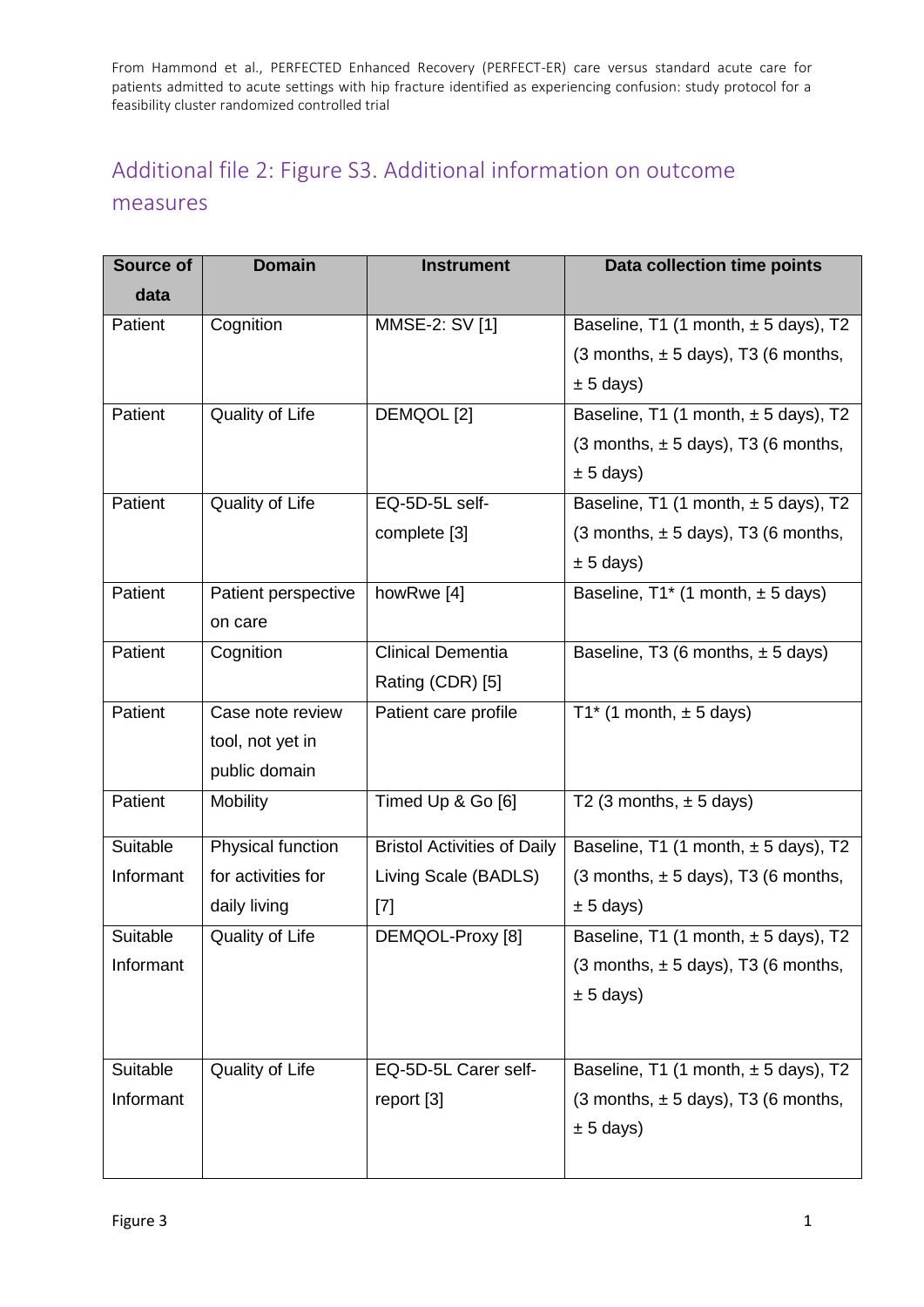From Hammond et al., PERFECTED Enhanced Recovery (PERFECT-ER) care versus standard acute care for patients admitted to acute settings with hip fracture identified as experiencing confusion: study protocol for a feasibility cluster randomized controlled trial

## Additional file 2: Figure S3. Additional information on outcome measures

| Source of data | Domain | Instrument | Data collection time points |
|---|---|---|---|
| Patient | Cognition | MMSE-2: SV [1] | Baseline, T1 (1 month, ± 5 days), T2 (3 months, ± 5 days), T3 (6 months, ± 5 days) |
| Patient | Quality of Life | DEMQOL [2] | Baseline, T1 (1 month, ± 5 days), T2 (3 months, ± 5 days), T3 (6 months, ± 5 days) |
| Patient | Quality of Life | EQ-5D-5L self-complete [3] | Baseline, T1 (1 month, ± 5 days), T2 (3 months, ± 5 days), T3 (6 months, ± 5 days) |
| Patient | Patient perspective on care | howRwe [4] | Baseline, T1* (1 month, ± 5 days) |
| Patient | Cognition | Clinical Dementia Rating (CDR) [5] | Baseline, T3 (6 months, ± 5 days) |
| Patient | Case note review tool, not yet in public domain | Patient care profile | T1* (1 month, ± 5 days) |
| Patient | Mobility | Timed Up & Go [6] | T2 (3 months, ± 5 days) |
| Suitable Informant | Physical function for activities for daily living | Bristol Activities of Daily Living Scale (BADLS) [7] | Baseline, T1 (1 month, ± 5 days), T2 (3 months, ± 5 days), T3 (6 months, ± 5 days) |
| Suitable Informant | Quality of Life | DEMQOL-Proxy [8] | Baseline, T1 (1 month, ± 5 days), T2 (3 months, ± 5 days), T3 (6 months, ± 5 days) |
| Suitable Informant | Quality of Life | EQ-5D-5L Carer self-report [3] | Baseline, T1 (1 month, ± 5 days), T2 (3 months, ± 5 days), T3 (6 months, ± 5 days) |

Figure 3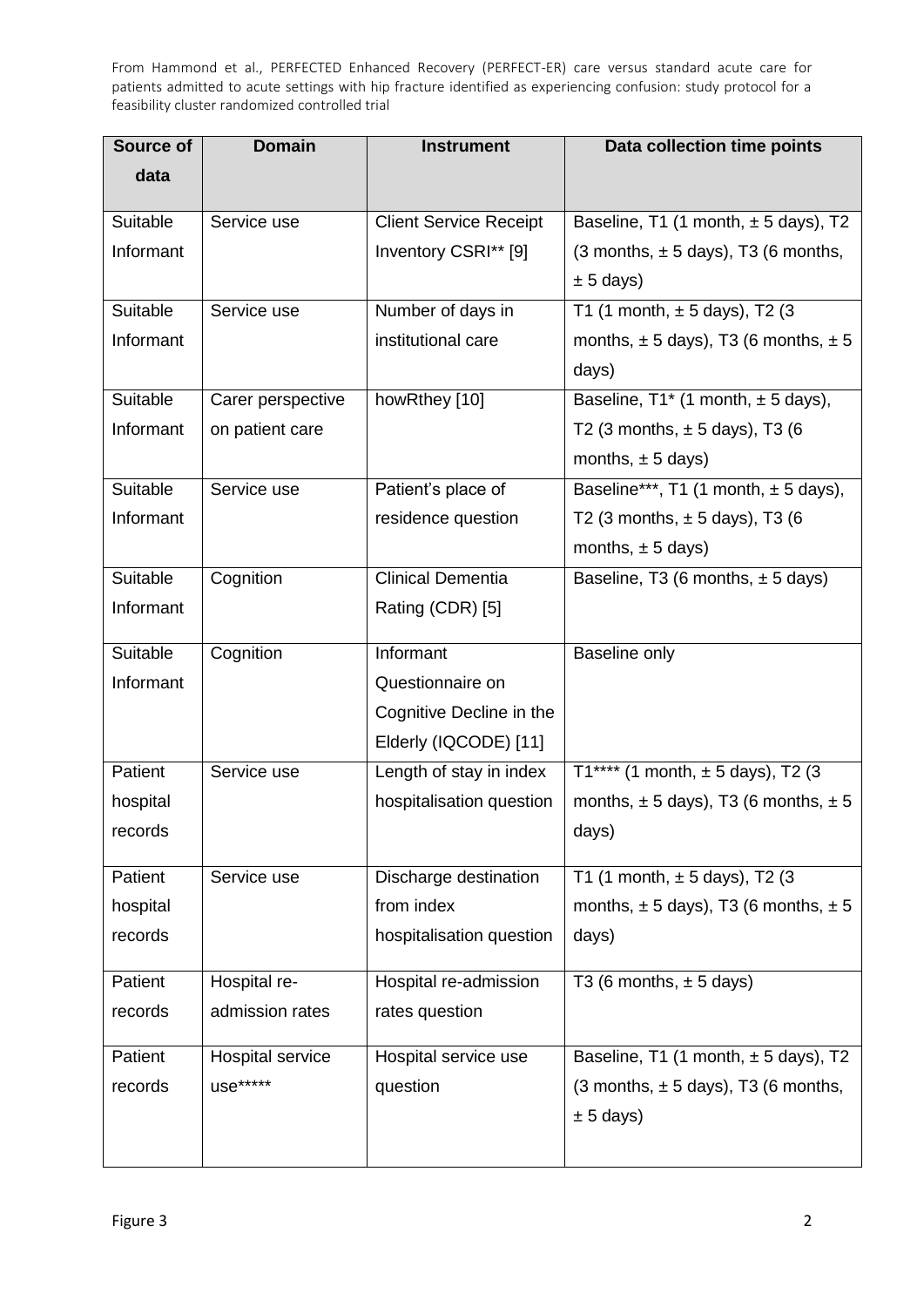| Source of data | Domain | Instrument | Data collection time points |
|---|---|---|---|
| Suitable Informant | Service use | Client Service Receipt Inventory CSRI** [9] | Baseline, T1 (1 month, ± 5 days), T2 (3 months, ± 5 days), T3 (6 months, ± 5 days) |
| Suitable Informant | Service use | Number of days in institutional care | T1 (1 month, ± 5 days), T2 (3 months, ± 5 days), T3 (6 months, ± 5 days) |
| Suitable Informant | Carer perspective on patient care | howRthey [10] | Baseline, T1* (1 month, ± 5 days), T2 (3 months, ± 5 days), T3 (6 months, ± 5 days) |
| Suitable Informant | Service use | Patient's place of residence question | Baseline***, T1 (1 month, ± 5 days), T2 (3 months, ± 5 days), T3 (6 months, ± 5 days) |
| Suitable Informant | Cognition | Clinical Dementia Rating (CDR) [5] | Baseline, T3 (6 months, ± 5 days) |
| Suitable Informant | Cognition | Informant Questionnaire on Cognitive Decline in the Elderly (IQCODE) [11] | Baseline only |
| Patient hospital records | Service use | Length of stay in index hospitalisation question | T1**** (1 month, ± 5 days), T2 (3 months, ± 5 days), T3 (6 months, ± 5 days) |
| Patient hospital records | Service use | Discharge destination from index hospitalisation question | T1 (1 month, ± 5 days), T2 (3 months, ± 5 days), T3 (6 months, ± 5 days) |
| Patient records | Hospital re-admission rates | Hospital re-admission rates question | T3 (6 months, ± 5 days) |
| Patient records | Hospital service use***** | Hospital service use question | Baseline, T1 (1 month, ± 5 days), T2 (3 months, ± 5 days), T3 (6 months, ± 5 days) |

Figure 3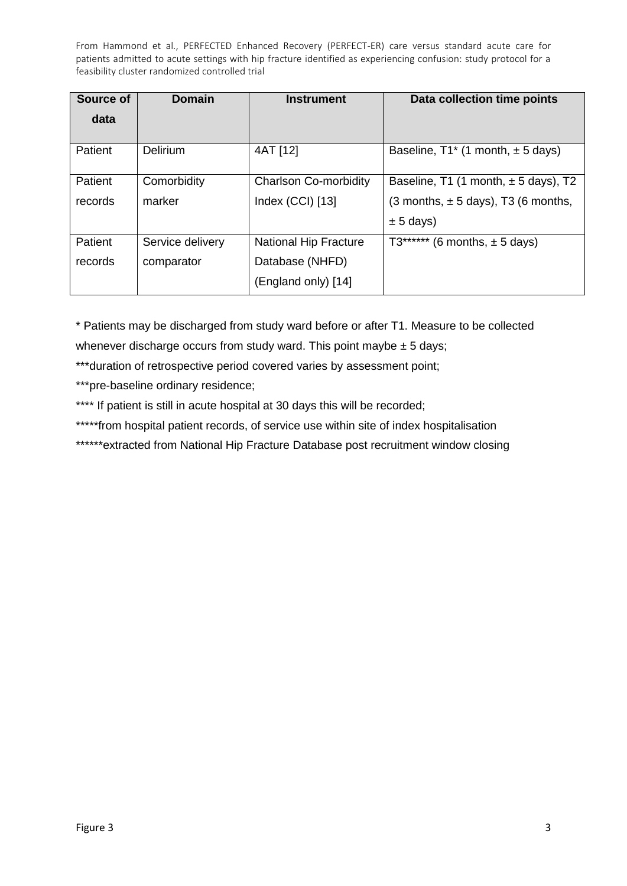| Source of data | Domain | Instrument | Data collection time points |
|---|---|---|---|
| Patient | Delirium | 4AT [12] | Baseline, T1* (1 month, ± 5 days) |
| Patient records | Comorbidity marker | Charlson Co-morbidity Index (CCI) [13] | Baseline, T1 (1 month, ± 5 days), T2 (3 months, ± 5 days), T3 (6 months, ± 5 days) |
| Patient records | Service delivery comparator | National Hip Fracture Database (NHFD) (England only) [14] | T3****** (6 months, ± 5 days) |

* Patients may be discharged from study ward before or after T1. Measure to be collected whenever discharge occurs from study ward. This point maybe ± 5 days;

***duration of retrospective period covered varies by assessment point;

***pre-baseline ordinary residence;

**** If patient is still in acute hospital at 30 days this will be recorded;

*****from hospital patient records, of service use within site of index hospitalisation

******extracted from National Hip Fracture Database post recruitment window closing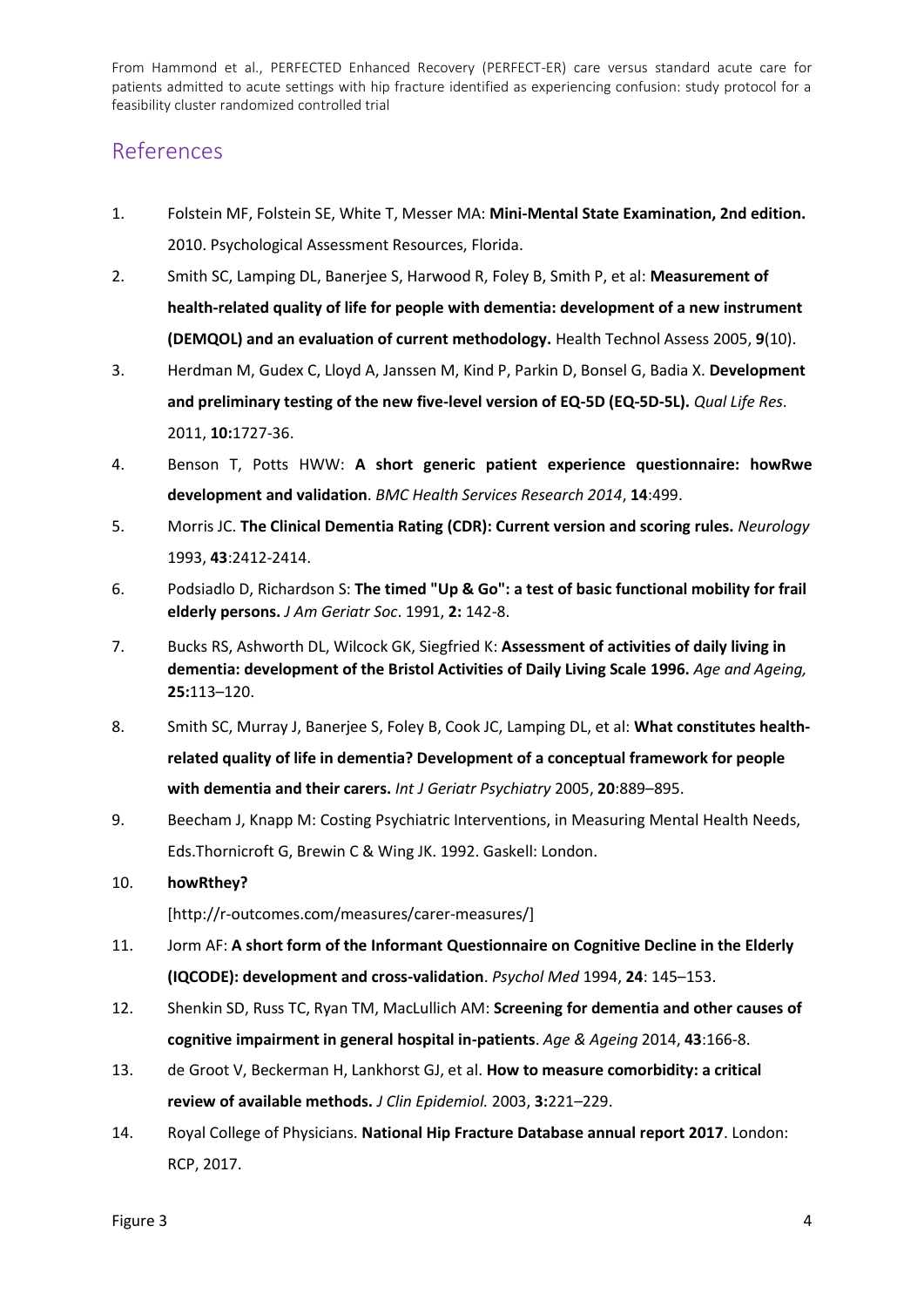## References

1. Folstein MF, Folstein SE, White T, Messer MA: **Mini-Mental State Examination, 2nd edition.** 2010. Psychological Assessment Resources, Florida.
2. Smith SC, Lamping DL, Banerjee S, Harwood R, Foley B, Smith P, et al: **Measurement of health-related quality of life for people with dementia: development of a new instrument (DEMQOL) and an evaluation of current methodology.** Health Technol Assess 2005, **9**(10).
3. Herdman M, Gudex C, Lloyd A, Janssen M, Kind P, Parkin D, Bonsel G, Badia X. **Development and preliminary testing of the new five-level version of EQ-5D (EQ-5D-5L).** *Qual Life Res*. 2011, **10:**1727-36.
4. Benson T, Potts HWW: **A short generic patient experience questionnaire: howRwe development and validation**. *BMC Health Services Research 2014*, **14**:499.
5. Morris JC. **The Clinical Dementia Rating (CDR): Current version and scoring rules.** *Neurology* 1993, **43**:2412-2414.
6. Podsiadlo D, Richardson S: **The timed "Up & Go": a test of basic functional mobility for frail elderly persons.** *J Am Geriatr Soc*. 1991, **2:** 142-8.
7. Bucks RS, Ashworth DL, Wilcock GK, Siegfried K: **Assessment of activities of daily living in dementia: development of the Bristol Activities of Daily Living Scale 1996.** *Age and Ageing,* **25:**113–120.
8. Smith SC, Murray J, Banerjee S, Foley B, Cook JC, Lamping DL, et al: **What constitutes health-related quality of life in dementia? Development of a conceptual framework for people with dementia and their carers.** *Int J Geriatr Psychiatry* 2005, **20**:889–895.
9. Beecham J, Knapp M: Costing Psychiatric Interventions, in Measuring Mental Health Needs, Eds.Thornicroft G, Brewin C & Wing JK. 1992. Gaskell: London.
10. **howRthey?** [http://r-outcomes.com/measures/carer-measures/]
11. Jorm AF: **A short form of the Informant Questionnaire on Cognitive Decline in the Elderly (IQCODE): development and cross-validation**. *Psychol Med* 1994, **24**: 145–153.
12. Shenkin SD, Russ TC, Ryan TM, MacLullich AM: **Screening for dementia and other causes of cognitive impairment in general hospital in-patients**. *Age & Ageing* 2014, **43**:166-8.
13. de Groot V, Beckerman H, Lankhorst GJ, et al. **How to measure comorbidity: a critical review of available methods.** *J Clin Epidemiol.* 2003, **3:**221–229.
14. Royal College of Physicians. **National Hip Fracture Database annual report 2017**. London: RCP, 2017.